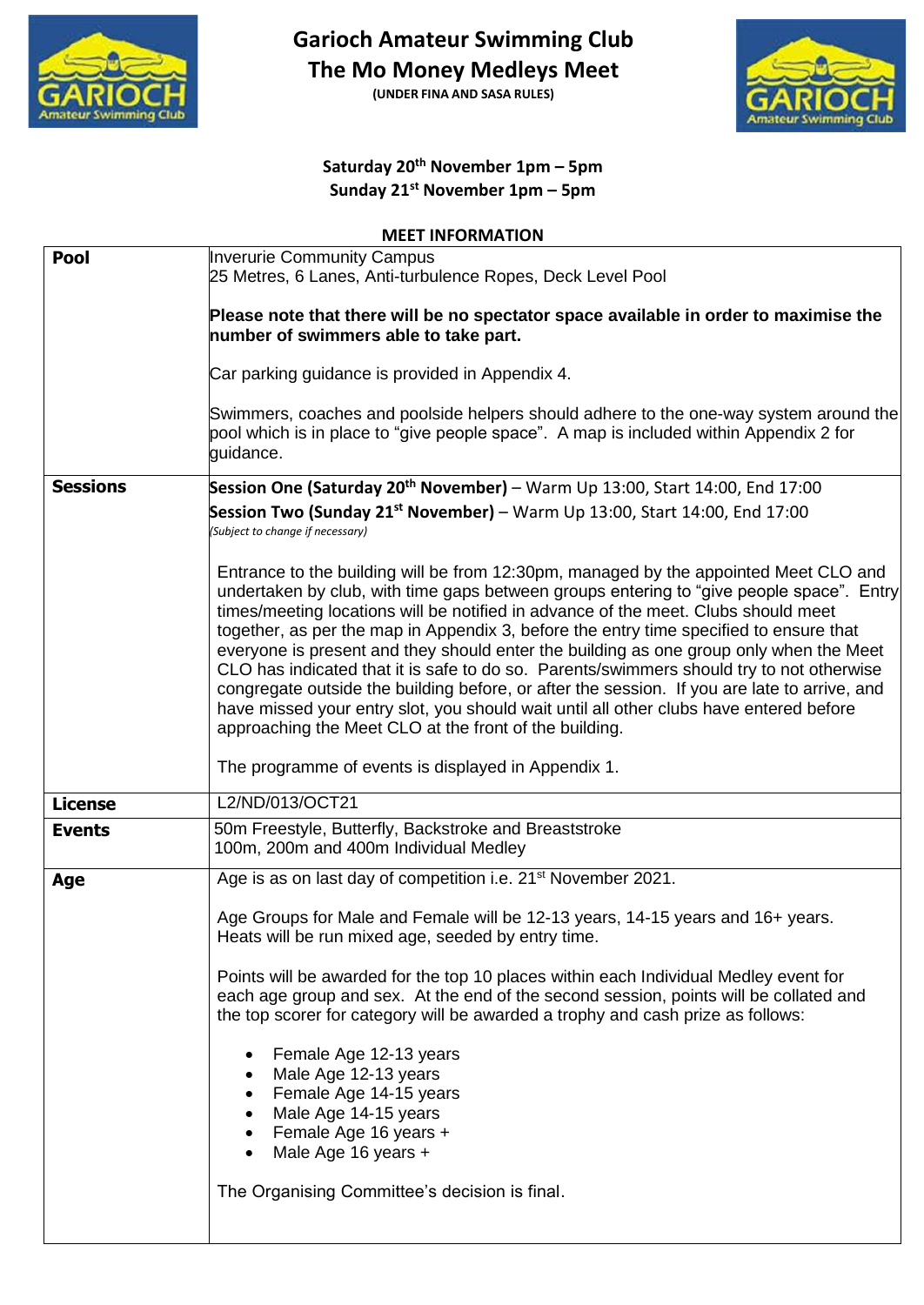# Garioch Amateur Swimming Club

## The Mo Money Medleys Meet

**(UNDER FINA AND SASA RULES)**

**Saturday 20th November 1pm – 5pm**
**Sunday 21st November 1pm – 5pm**

**MEET INFORMATION**

| | |
|---|---|
| **Pool** | Inverurie Community Campus<br>25 Metres, 6 Lanes, Anti-turbulence Ropes, Deck Level Pool<br><br>**Please note that there will be no spectator space available in order to maximise the number of swimmers able to take part.**<br><br>Car parking guidance is provided in Appendix 4.<br><br>Swimmers, coaches and poolside helpers should adhere to the one-way system around the pool which is in place to "give people space". A map is included within Appendix 2 for guidance. |
| **Sessions** | **Session One (Saturday 20th November)** – Warm Up 13:00, Start 14:00, End 17:00<br>**Session Two (Sunday 21st November)** – Warm Up 13:00, Start 14:00, End 17:00<br>*(Subject to change if necessary)*<br><br>Entrance to the building will be from 12:30pm, managed by the appointed Meet CLO and undertaken by club, with time gaps between groups entering to "give people space". Entry times/meeting locations will be notified in advance of the meet. Clubs should meet together, as per the map in Appendix 3, before the entry time specified to ensure that everyone is present and they should enter the building as one group only when the Meet CLO has indicated that it is safe to do so. Parents/swimmers should try to not otherwise congregate outside the building before, or after the session. If you are late to arrive, and have missed your entry slot, you should wait until all other clubs have entered before approaching the Meet CLO at the front of the building.<br><br>The programme of events is displayed in Appendix 1. |
| **License** | L2/ND/013/OCT21 |
| **Events** | 50m Freestyle, Butterfly, Backstroke and Breaststroke<br>100m, 200m and 400m Individual Medley |
| **Age** | Age is as on last day of competition i.e. 21st November 2021.<br><br>Age Groups for Male and Female will be 12-13 years, 14-15 years and 16+ years. Heats will be run mixed age, seeded by entry time.<br><br>Points will be awarded for the top 10 places within each Individual Medley event for each age group and sex. At the end of the second session, points will be collated and the top scorer for category will be awarded a trophy and cash prize as follows:<br><br>• Female Age 12-13 years<br>• Male Age 12-13 years<br>• Female Age 14-15 years<br>• Male Age 14-15 years<br>• Female Age 16 years +<br>• Male Age 16 years +<br><br>The Organising Committee's decision is final. |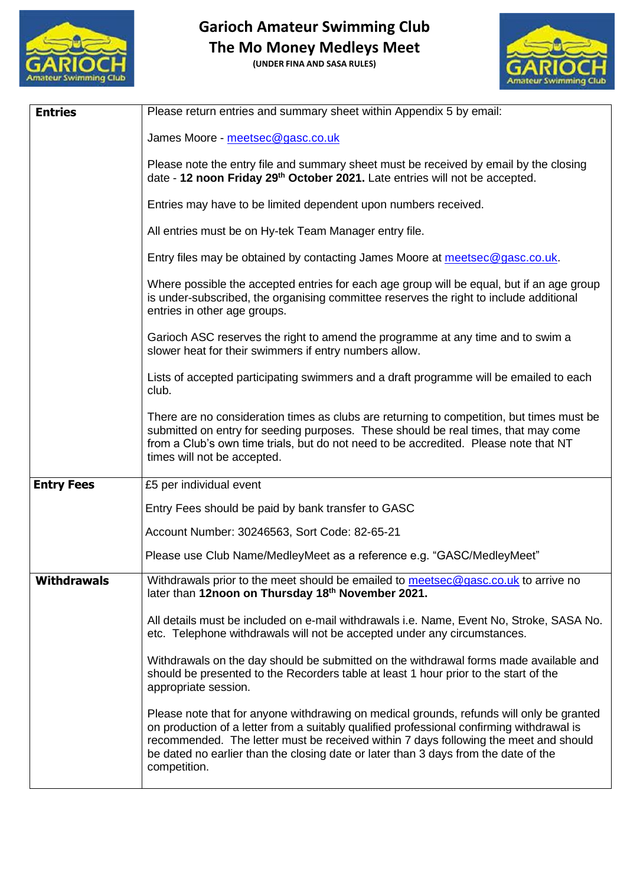# Garioch Amateur Swimming Club
## The Mo Money Medleys Meet
**(UNDER FINA AND SASA RULES)**

| | |
|---|---|
| **Entries** | Please return entries and summary sheet within Appendix 5 by email:<br><br>James Moore - meetsec@gasc.co.uk<br><br>Please note the entry file and summary sheet must be received by email by the closing date - **12 noon Friday 29th October 2021.** Late entries will not be accepted.<br><br>Entries may have to be limited dependent upon numbers received.<br><br>All entries must be on Hy-tek Team Manager entry file.<br><br>Entry files may be obtained by contacting James Moore at meetsec@gasc.co.uk.<br><br>Where possible the accepted entries for each age group will be equal, but if an age group is under-subscribed, the organising committee reserves the right to include additional entries in other age groups.<br><br>Garioch ASC reserves the right to amend the programme at any time and to swim a slower heat for their swimmers if entry numbers allow.<br><br>Lists of accepted participating swimmers and a draft programme will be emailed to each club.<br><br>There are no consideration times as clubs are returning to competition, but times must be submitted on entry for seeding purposes. These should be real times, that may come from a Club's own time trials, but do not need to be accredited. Please note that NT times will not be accepted. |
| **Entry Fees** | £5 per individual event<br><br>Entry Fees should be paid by bank transfer to GASC<br><br>Account Number: 30246563, Sort Code: 82-65-21<br><br>Please use Club Name/MedleyMeet as a reference e.g. "GASC/MedleyMeet" |
| **Withdrawals** | Withdrawals prior to the meet should be emailed to meetsec@gasc.co.uk to arrive no later than **12noon on Thursday 18th November 2021.**<br><br>All details must be included on e-mail withdrawals i.e. Name, Event No, Stroke, SASA No. etc. Telephone withdrawals will not be accepted under any circumstances.<br><br>Withdrawals on the day should be submitted on the withdrawal forms made available and should be presented to the Recorders table at least 1 hour prior to the start of the appropriate session.<br><br>Please note that for anyone withdrawing on medical grounds, refunds will only be granted on production of a letter from a suitably qualified professional confirming withdrawal is recommended. The letter must be received within 7 days following the meet and should be dated no earlier than the closing date or later than 3 days from the date of the competition. |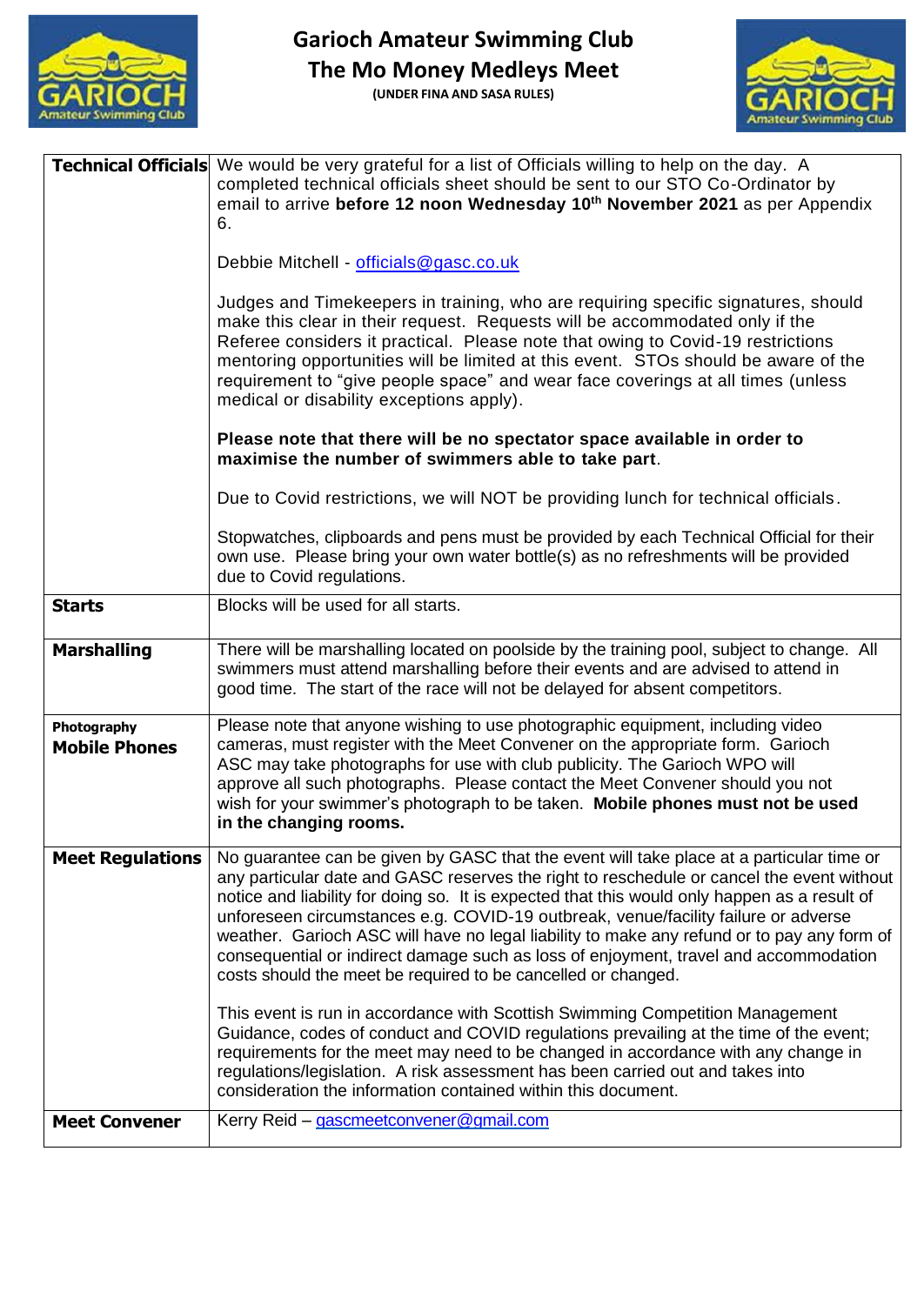# Garioch Amateur Swimming Club

## The Mo Money Medleys Meet

**(UNDER FINA AND SASA RULES)**

| | |
|---|---|
| **Technical Officials** | We would be very grateful for a list of Officials willing to help on the day. A completed technical officials sheet should be sent to our STO Co-Ordinator by email to arrive **before 12 noon Wednesday 10th November 2021** as per Appendix 6.<br><br>Debbie Mitchell - officials@gasc.co.uk<br><br>Judges and Timekeepers in training, who are requiring specific signatures, should make this clear in their request. Requests will be accommodated only if the Referee considers it practical. Please note that owing to Covid-19 restrictions mentoring opportunities will be limited at this event. STOs should be aware of the requirement to "give people space" and wear face coverings at all times (unless medical or disability exceptions apply).<br><br>**Please note that there will be no spectator space available in order to maximise the number of swimmers able to take part**.<br><br>Due to Covid restrictions, we will NOT be providing lunch for technical officials.<br><br>Stopwatches, clipboards and pens must be provided by each Technical Official for their own use. Please bring your own water bottle(s) as no refreshments will be provided due to Covid regulations. |
| **Starts** | Blocks will be used for all starts. |
| **Marshalling** | There will be marshalling located on poolside by the training pool, subject to change. All swimmers must attend marshalling before their events and are advised to attend in good time. The start of the race will not be delayed for absent competitors. |
| **Photography**<br>**Mobile Phones** | Please note that anyone wishing to use photographic equipment, including video cameras, must register with the Meet Convener on the appropriate form. Garioch ASC may take photographs for use with club publicity. The Garioch WPO will approve all such photographs. Please contact the Meet Convener should you not wish for your swimmer's photograph to be taken. **Mobile phones must not be used in the changing rooms.** |
| **Meet Regulations** | No guarantee can be given by GASC that the event will take place at a particular time or any particular date and GASC reserves the right to reschedule or cancel the event without notice and liability for doing so. It is expected that this would only happen as a result of unforeseen circumstances e.g. COVID-19 outbreak, venue/facility failure or adverse weather. Garioch ASC will have no legal liability to make any refund or to pay any form of consequential or indirect damage such as loss of enjoyment, travel and accommodation costs should the meet be required to be cancelled or changed.<br><br>This event is run in accordance with Scottish Swimming Competition Management Guidance, codes of conduct and COVID regulations prevailing at the time of the event; requirements for the meet may need to be changed in accordance with any change in regulations/legislation. A risk assessment has been carried out and takes into consideration the information contained within this document. |
| **Meet Convener** | Kerry Reid – gascmeetconvener@gmail.com |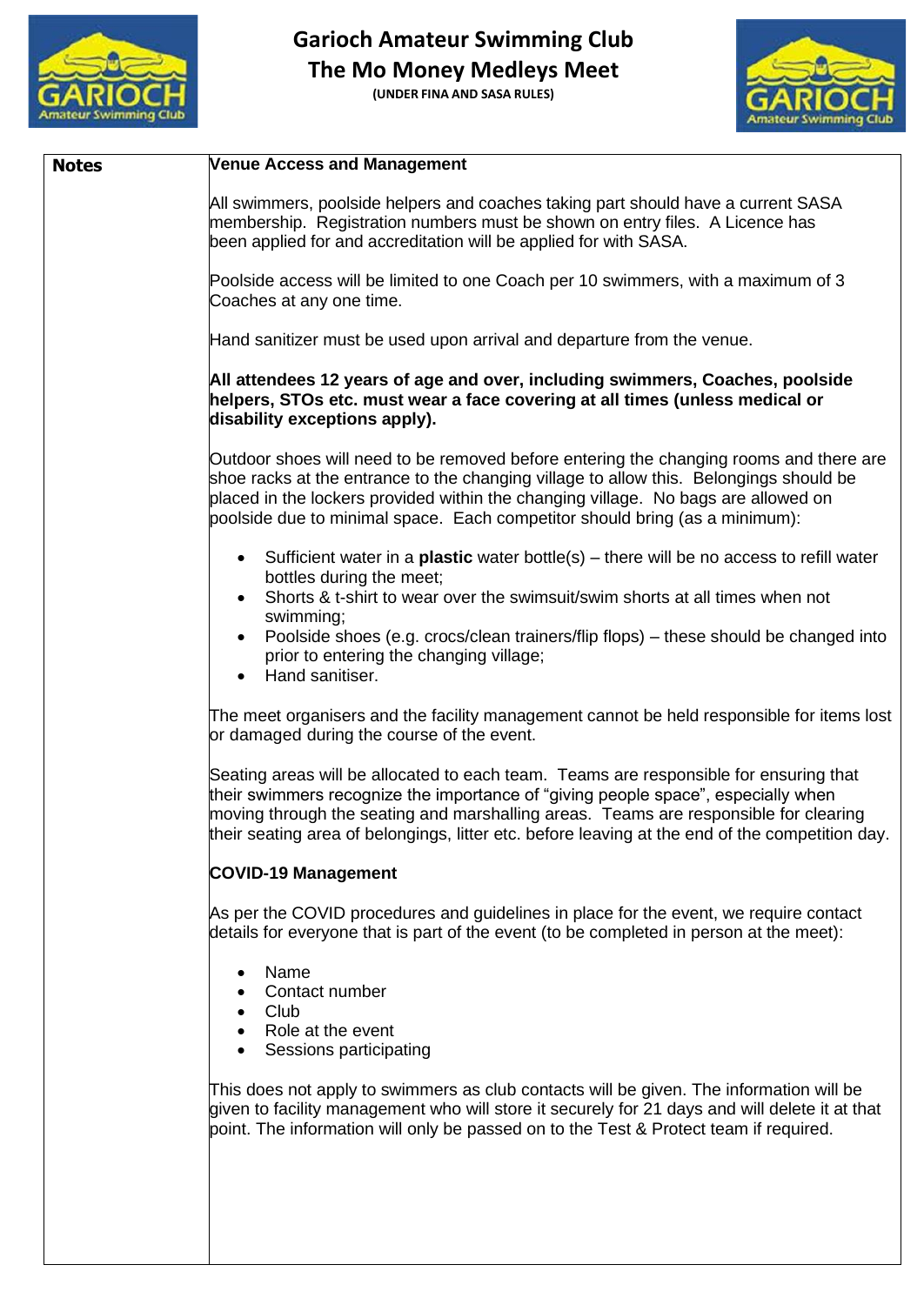# Garioch Amateur Swimming Club
## The Mo Money Medleys Meet
**(UNDER FINA AND SASA RULES)**

**Notes**

**Venue Access and Management**

All swimmers, poolside helpers and coaches taking part should have a current SASA membership. Registration numbers must be shown on entry files. A Licence has been applied for and accreditation will be applied for with SASA.

Poolside access will be limited to one Coach per 10 swimmers, with a maximum of 3 Coaches at any one time.

Hand sanitizer must be used upon arrival and departure from the venue.

**All attendees 12 years of age and over, including swimmers, Coaches, poolside helpers, STOs etc. must wear a face covering at all times (unless medical or disability exceptions apply).**

Outdoor shoes will need to be removed before entering the changing rooms and there are shoe racks at the entrance to the changing village to allow this. Belongings should be placed in the lockers provided within the changing village. No bags are allowed on poolside due to minimal space. Each competitor should bring (as a minimum):

- Sufficient water in a **plastic** water bottle(s) – there will be no access to refill water bottles during the meet;
- Shorts & t-shirt to wear over the swimsuit/swim shorts at all times when not swimming;
- Poolside shoes (e.g. crocs/clean trainers/flip flops) – these should be changed into prior to entering the changing village;
- Hand sanitiser.

The meet organisers and the facility management cannot be held responsible for items lost or damaged during the course of the event.

Seating areas will be allocated to each team. Teams are responsible for ensuring that their swimmers recognize the importance of "giving people space", especially when moving through the seating and marshalling areas. Teams are responsible for clearing their seating area of belongings, litter etc. before leaving at the end of the competition day.

**COVID-19 Management**

As per the COVID procedures and guidelines in place for the event, we require contact details for everyone that is part of the event (to be completed in person at the meet):

- Name
- Contact number
- Club
- Role at the event
- Sessions participating

This does not apply to swimmers as club contacts will be given. The information will be given to facility management who will store it securely for 21 days and will delete it at that point. The information will only be passed on to the Test & Protect team if required.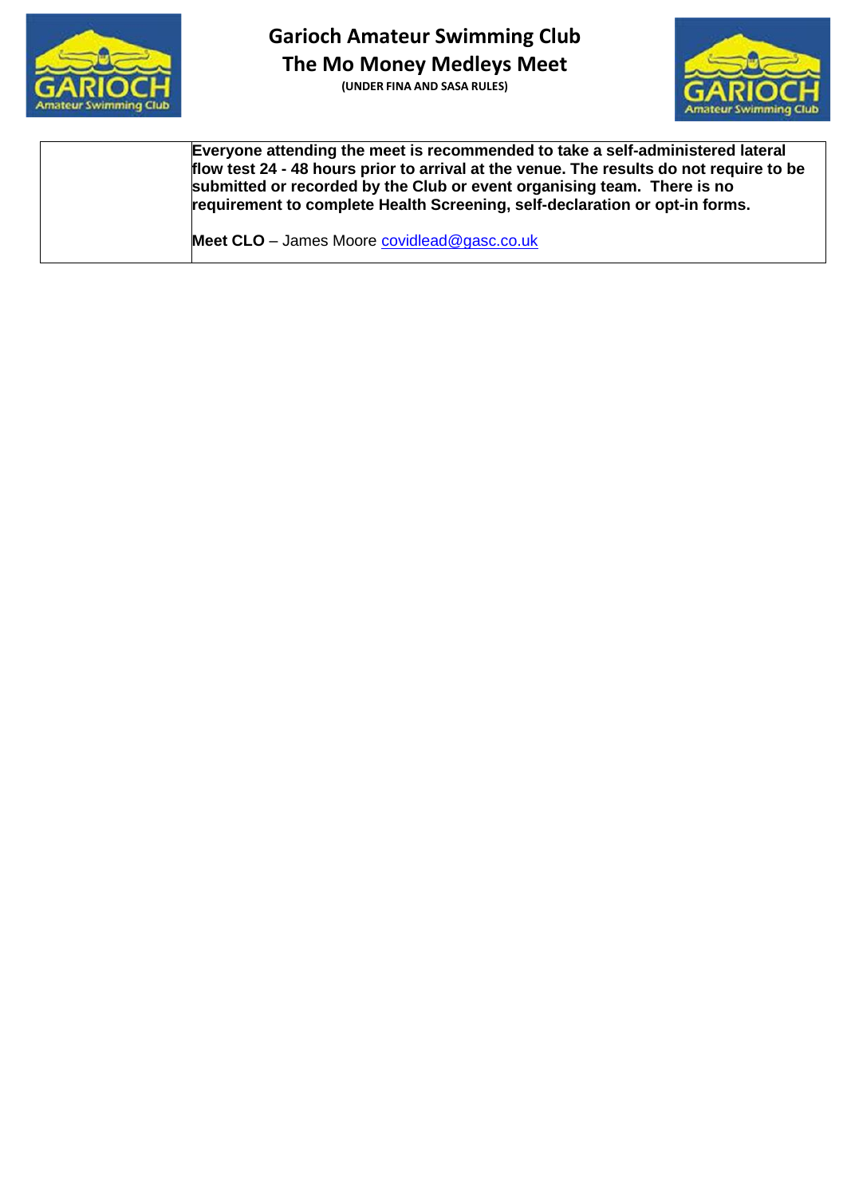| | |
|---|---|
| | **Everyone attending the meet is recommended to take a self-administered lateral flow test 24 - 48 hours prior to arrival at the venue. The results do not require to be submitted or recorded by the Club or event organising team. There is no requirement to complete Health Screening, self-declaration or opt-in forms.**<br><br>**Meet CLO** – James Moore covidlead@gasc.co.uk |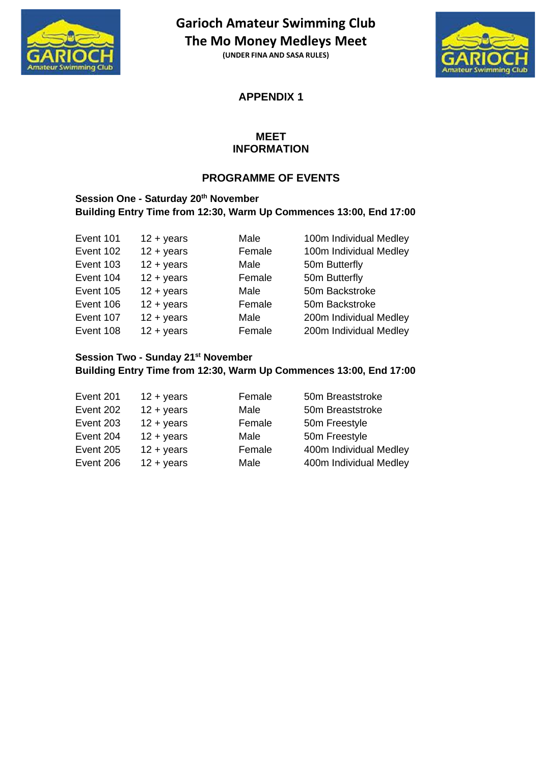# Garioch Amateur Swimming Club
# The Mo Money Medleys Meet

**(UNDER FINA AND SASA RULES)**

## APPENDIX 1

## MEET INFORMATION

## PROGRAMME OF EVENTS

**Session One - Saturday 20th November**
**Building Entry Time from 12:30, Warm Up Commences 13:00, End 17:00**

| Event | Age | Gender | Stroke |
|---|---|---|---|
| Event 101 | 12 + years | Male | 100m Individual Medley |
| Event 102 | 12 + years | Female | 100m Individual Medley |
| Event 103 | 12 + years | Male | 50m Butterfly |
| Event 104 | 12 + years | Female | 50m Butterfly |
| Event 105 | 12 + years | Male | 50m Backstroke |
| Event 106 | 12 + years | Female | 50m Backstroke |
| Event 107 | 12 + years | Male | 200m Individual Medley |
| Event 108 | 12 + years | Female | 200m Individual Medley |

**Session Two - Sunday 21st November**
**Building Entry Time from 12:30, Warm Up Commences 13:00, End 17:00**

| Event | Age | Gender | Stroke |
|---|---|---|---|
| Event 201 | 12 + years | Female | 50m Breaststroke |
| Event 202 | 12 + years | Male | 50m Breaststroke |
| Event 203 | 12 + years | Female | 50m Freestyle |
| Event 204 | 12 + years | Male | 50m Freestyle |
| Event 205 | 12 + years | Female | 400m Individual Medley |
| Event 206 | 12 + years | Male | 400m Individual Medley |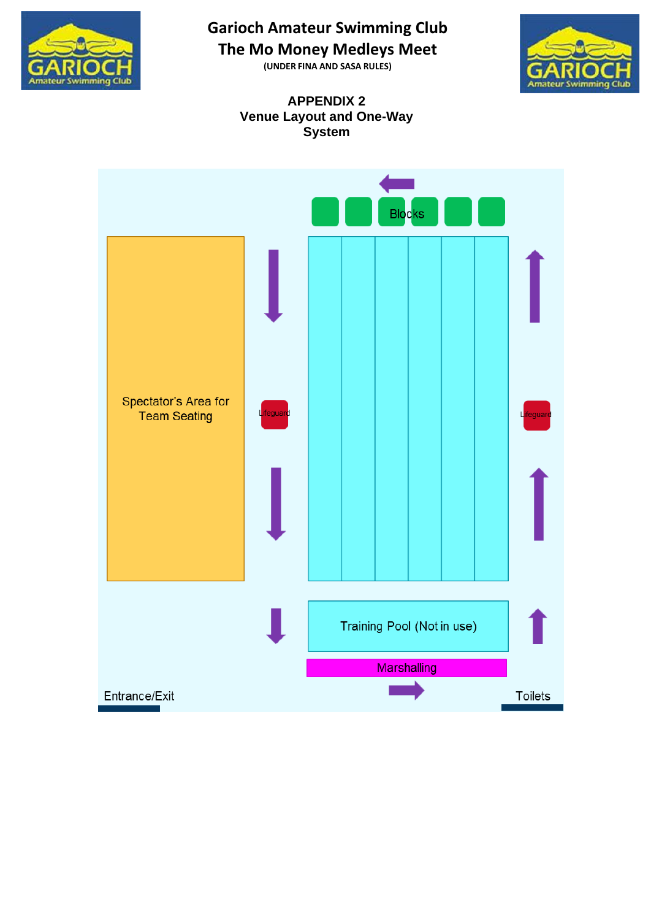# Garioch Amateur Swimming Club
## The Mo Money Medleys Meet
(UNDER FINA AND SASA RULES)

### APPENDIX 2
### Venue Layout and One-Way System

Blocks

Spectator's Area for Team Seating

Lifeguard

Lifeguard

Training Pool (Not in use)

Marshalling

Entrance/Exit

Toilets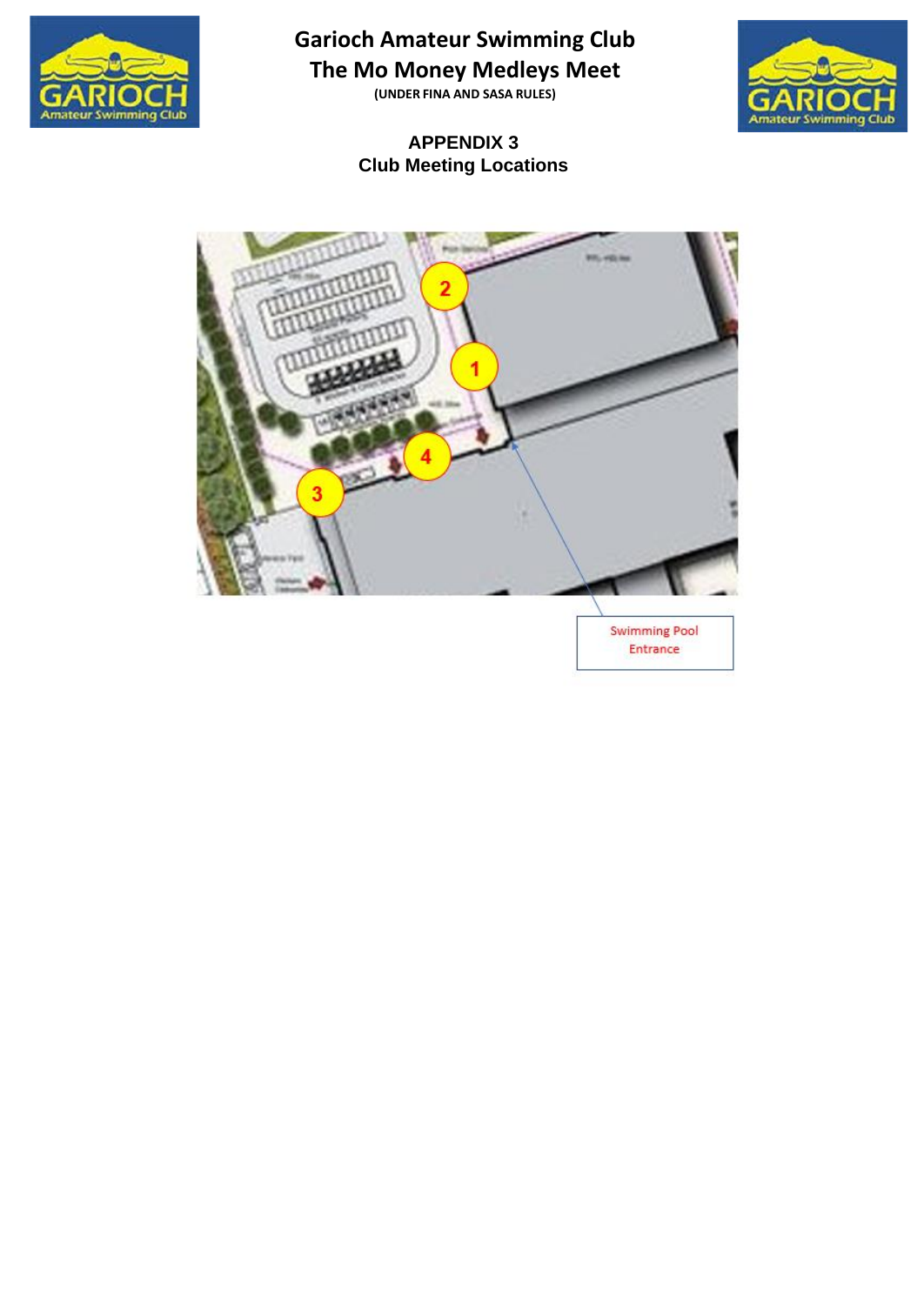# Garioch Amateur Swimming Club
## The Mo Money Medleys Meet

**(UNDER FINA AND SASA RULES)**

### APPENDIX 3
### Club Meeting Locations

2

1

4

3

Swimming Pool Entrance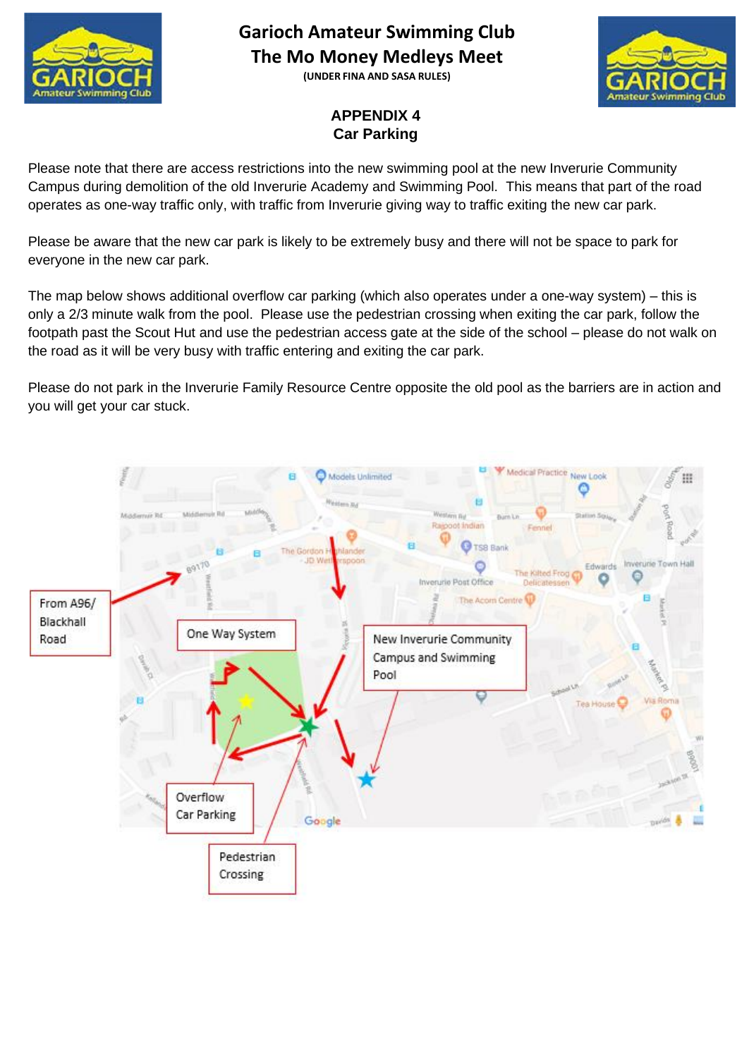# Garioch Amateur Swimming Club
## The Mo Money Medleys Meet
**(UNDER FINA AND SASA RULES)**

## APPENDIX 4
## Car Parking

Please note that there are access restrictions into the new swimming pool at the new Inverurie Community Campus during demolition of the old Inverurie Academy and Swimming Pool. This means that part of the road operates as one-way traffic only, with traffic from Inverurie giving way to traffic exiting the new car park.

Please be aware that the new car park is likely to be extremely busy and there will not be space to park for everyone in the new car park.

The map below shows additional overflow car parking (which also operates under a one-way system) – this is only a 2/3 minute walk from the pool. Please use the pedestrian crossing when exiting the car park, follow the footpath past the Scout Hut and use the pedestrian access gate at the side of the school – please do not walk on the road as it will be very busy with traffic entering and exiting the car park.

Please do not park in the Inverurie Family Resource Centre opposite the old pool as the barriers are in action and you will get your car stuck.

From A96/ Blackhall Road

One Way System

New Inverurie Community Campus and Swimming Pool

Overflow Car Parking

Pedestrian Crossing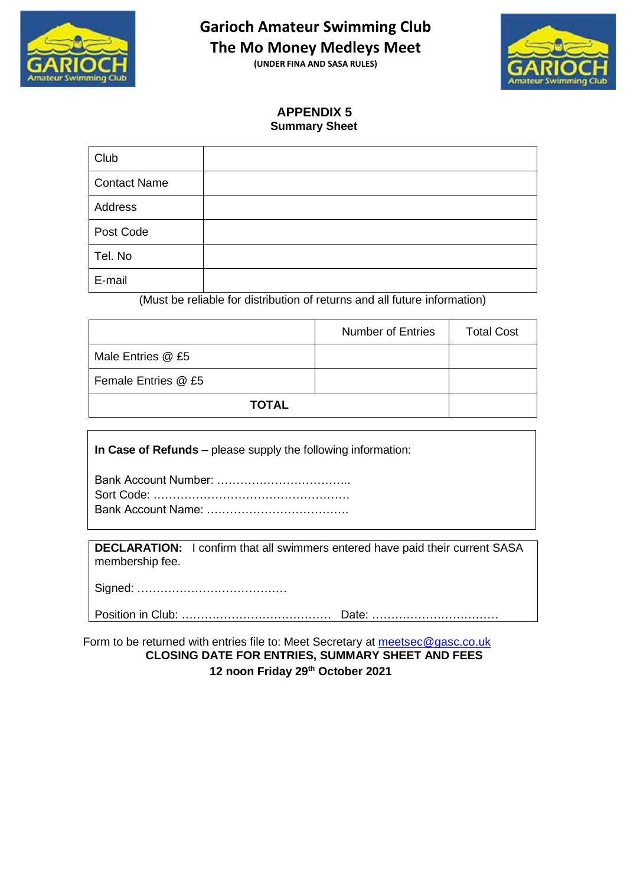# Garioch Amateur Swimming Club
# The Mo Money Medleys Meet

**(UNDER FINA AND SASA RULES)**

## APPENDIX 5
**Summary Sheet**

| Club | |
|---|---|
| Contact Name | |
| Address | |
| Post Code | |
| Tel. No | |
| E-mail | |

(Must be reliable for distribution of returns and all future information)

| | Number of Entries | Total Cost |
|---|---|---|
| Male Entries @ £5 | | |
| Female Entries @ £5 | | |
| **TOTAL** | | |

**In Case of Refunds –** please supply the following information:

Bank Account Number: ……………………………..
Sort Code: ……………………………………………
Bank Account Name: ……………………………….

**DECLARATION:** I confirm that all swimmers entered have paid their current SASA membership fee.

Signed: …………………………………

Position in Club: ………………………………… Date: ……………………………

Form to be returned with entries file to: Meet Secretary at meetsec@gasc.co.uk

**CLOSING DATE FOR ENTRIES, SUMMARY SHEET AND FEES**

**12 noon Friday 29th October 2021**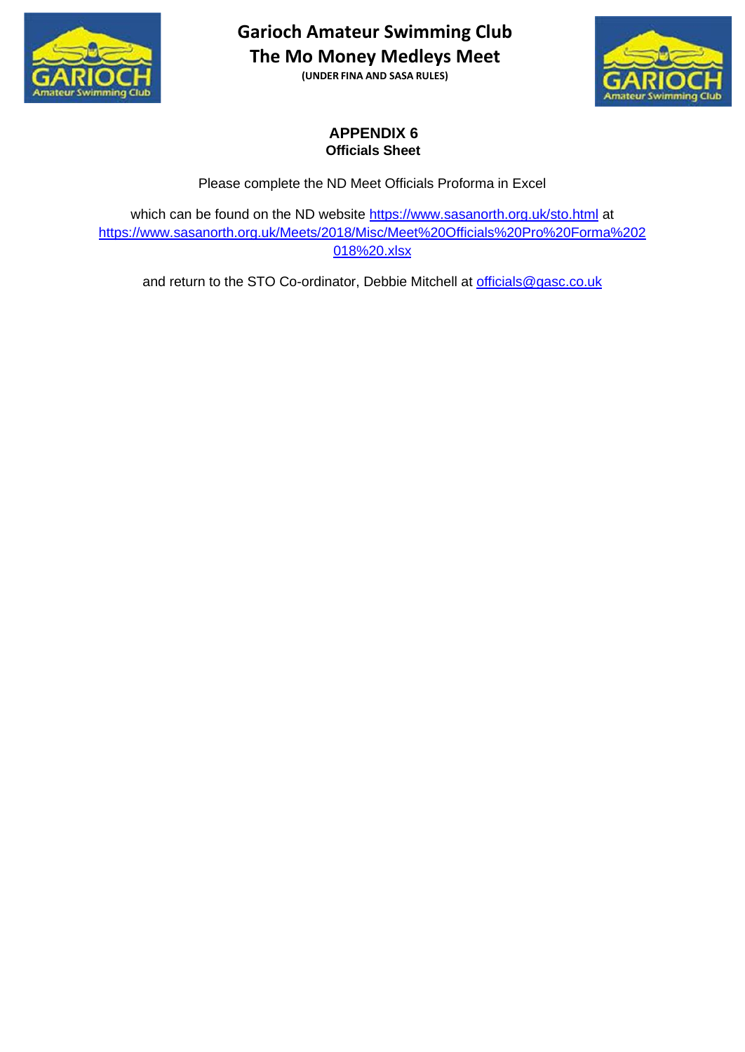# APPENDIX 6

## Officials Sheet

Please complete the ND Meet Officials Proforma in Excel

which can be found on the ND website https://www.sasanorth.org.uk/sto.html at https://www.sasanorth.org.uk/Meets/2018/Misc/Meet%20Officials%20Pro%20Forma%202018%20.xlsx

and return to the STO Co-ordinator, Debbie Mitchell at officials@gasc.co.uk